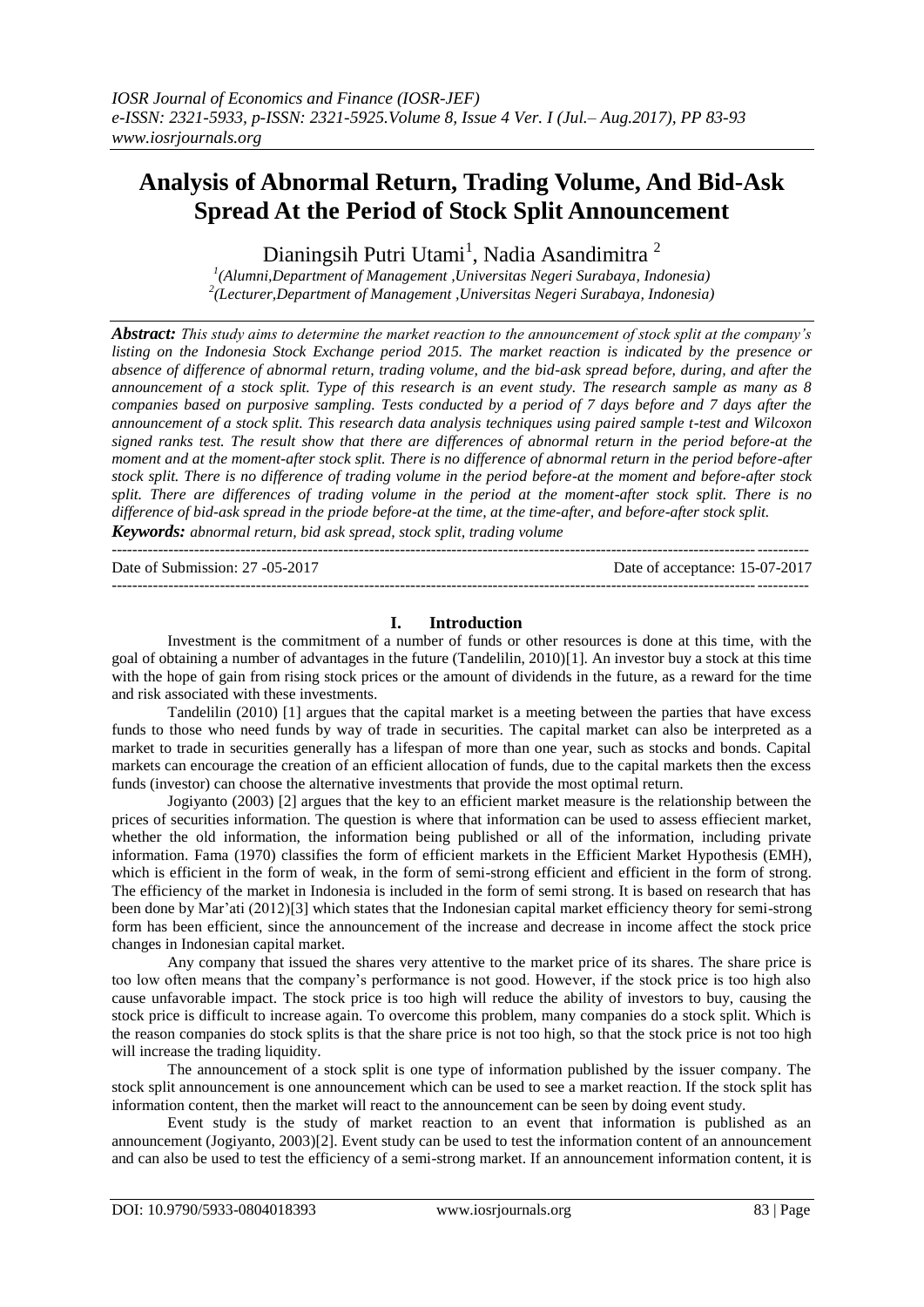# Analysis of Abnormal Return, Trading Volume, And Bid-Ask Spread At the Period of Stock Split Announcement

Dianingsih Putri Utami[1], Nadia Asandimitra [2]

[1](Alumni,Department of Management ,Universitas Negeri Surabaya, Indonesia)
[2](Lecturer,Department of Management ,Universitas Negeri Surabaya, Indonesia)

***Abstract:*** *This study aims to determine the market reaction to the announcement of stock split at the company's listing on the Indonesia Stock Exchange period 2015. The market reaction is indicated by the presence or absence of difference of abnormal return, trading volume, and the bid-ask spread before, during, and after the announcement of a stock split. Type of this research is an event study. The research sample as many as 8 companies based on purposive sampling. Tests conducted by a period of 7 days before and 7 days after the announcement of a stock split. This research data analysis techniques using paired sample t-test and Wilcoxon signed ranks test. The result show that there are differences of abnormal return in the period before-at the moment and at the moment-after stock split. There is no difference of abnormal return in the period before-after stock split. There is no difference of trading volume in the period before-at the moment and before-after stock split. There are differences of trading volume in the period at the moment-after stock split. There is no difference of bid-ask spread in the priode before-at the time, at the time-after, and before-after stock split.*

***Keywords:*** *abnormal return, bid ask spread, stock split, trading volume*

---

Date of Submission: 27 -05-2017 Date of acceptance: 15-07-2017

---

## I. Introduction

Investment is the commitment of a number of funds or other resources is done at this time, with the goal of obtaining a number of advantages in the future (Tandelilin, 2010)[1]. An investor buy a stock at this time with the hope of gain from rising stock prices or the amount of dividends in the future, as a reward for the time and risk associated with these investments.

Tandelilin (2010) [1] argues that the capital market is a meeting between the parties that have excess funds to those who need funds by way of trade in securities. The capital market can also be interpreted as a market to trade in securities generally has a lifespan of more than one year, such as stocks and bonds. Capital markets can encourage the creation of an efficient allocation of funds, due to the capital markets then the excess funds (investor) can choose the alternative investments that provide the most optimal return.

Jogiyanto (2003) [2] argues that the key to an efficient market measure is the relationship between the prices of securities information. The question is where that information can be used to assess effiecient market, whether the old information, the information being published or all of the information, including private information. Fama (1970) classifies the form of efficient markets in the Efficient Market Hypothesis (EMH), which is efficient in the form of weak, in the form of semi-strong efficient and efficient in the form of strong. The efficiency of the market in Indonesia is included in the form of semi strong. It is based on research that has been done by Mar'ati (2012)[3] which states that the Indonesian capital market efficiency theory for semi-strong form has been efficient, since the announcement of the increase and decrease in income affect the stock price changes in Indonesian capital market.

Any company that issued the shares very attentive to the market price of its shares. The share price is too low often means that the company's performance is not good. However, if the stock price is too high also cause unfavorable impact. The stock price is too high will reduce the ability of investors to buy, causing the stock price is difficult to increase again. To overcome this problem, many companies do a stock split. Which is the reason companies do stock splits is that the share price is not too high, so that the stock price is not too high will increase the trading liquidity.

The announcement of a stock split is one type of information published by the issuer company. The stock split announcement is one announcement which can be used to see a market reaction. If the stock split has information content, then the market will react to the announcement can be seen by doing event study.

Event study is the study of market reaction to an event that information is published as an announcement (Jogiyanto, 2003)[2]. Event study can be used to test the information content of an announcement and can also be used to test the efficiency of a semi-strong market. If an announcement information content, it is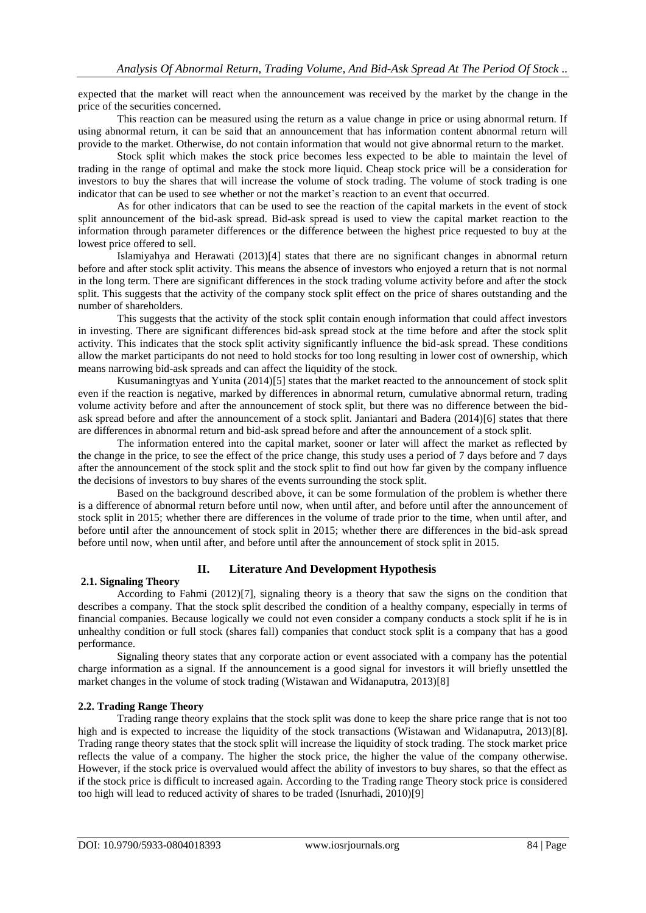expected that the market will react when the announcement was received by the market by the change in the price of the securities concerned.

This reaction can be measured using the return as a value change in price or using abnormal return. If using abnormal return, it can be said that an announcement that has information content abnormal return will provide to the market. Otherwise, do not contain information that would not give abnormal return to the market.

Stock split which makes the stock price becomes less expected to be able to maintain the level of trading in the range of optimal and make the stock more liquid. Cheap stock price will be a consideration for investors to buy the shares that will increase the volume of stock trading. The volume of stock trading is one indicator that can be used to see whether or not the market's reaction to an event that occurred.

As for other indicators that can be used to see the reaction of the capital markets in the event of stock split announcement of the bid-ask spread. Bid-ask spread is used to view the capital market reaction to the information through parameter differences or the difference between the highest price requested to buy at the lowest price offered to sell.

Islamiyahya and Herawati (2013)[4] states that there are no significant changes in abnormal return before and after stock split activity. This means the absence of investors who enjoyed a return that is not normal in the long term. There are significant differences in the stock trading volume activity before and after the stock split. This suggests that the activity of the company stock split effect on the price of shares outstanding and the number of shareholders.

This suggests that the activity of the stock split contain enough information that could affect investors in investing. There are significant differences bid-ask spread stock at the time before and after the stock split activity. This indicates that the stock split activity significantly influence the bid-ask spread. These conditions allow the market participants do not need to hold stocks for too long resulting in lower cost of ownership, which means narrowing bid-ask spreads and can affect the liquidity of the stock.

Kusumaningtyas and Yunita (2014)[5] states that the market reacted to the announcement of stock split even if the reaction is negative, marked by differences in abnormal return, cumulative abnormal return, trading volume activity before and after the announcement of stock split, but there was no difference between the bid-ask spread before and after the announcement of a stock split. Janiantari and Badera (2014)[6] states that there are differences in abnormal return and bid-ask spread before and after the announcement of a stock split.

The information entered into the capital market, sooner or later will affect the market as reflected by the change in the price, to see the effect of the price change, this study uses a period of 7 days before and 7 days after the announcement of the stock split and the stock split to find out how far given by the company influence the decisions of investors to buy shares of the events surrounding the stock split.

Based on the background described above, it can be some formulation of the problem is whether there is a difference of abnormal return before until now, when until after, and before until after the announcement of stock split in 2015; whether there are differences in the volume of trade prior to the time, when until after, and before until after the announcement of stock split in 2015; whether there are differences in the bid-ask spread before until now, when until after, and before until after the announcement of stock split in 2015.

## II. Literature And Development Hypothesis

### 2.1. Signaling Theory

According to Fahmi (2012)[7], signaling theory is a theory that saw the signs on the condition that describes a company. That the stock split described the condition of a healthy company, especially in terms of financial companies. Because logically we could not even consider a company conducts a stock split if he is in unhealthy condition or full stock (shares fall) companies that conduct stock split is a company that has a good performance.

Signaling theory states that any corporate action or event associated with a company has the potential charge information as a signal. If the announcement is a good signal for investors it will briefly unsettled the market changes in the volume of stock trading (Wistawan and Widanaputra, 2013)[8]

### 2.2. Trading Range Theory

Trading range theory explains that the stock split was done to keep the share price range that is not too high and is expected to increase the liquidity of the stock transactions (Wistawan and Widanaputra, 2013)[8]. Trading range theory states that the stock split will increase the liquidity of stock trading. The stock market price reflects the value of a company. The higher the stock price, the higher the value of the company otherwise. However, if the stock price is overvalued would affect the ability of investors to buy shares, so that the effect as if the stock price is difficult to increased again. According to the Trading range Theory stock price is considered too high will lead to reduced activity of shares to be traded (Isnurhadi, 2010)[9]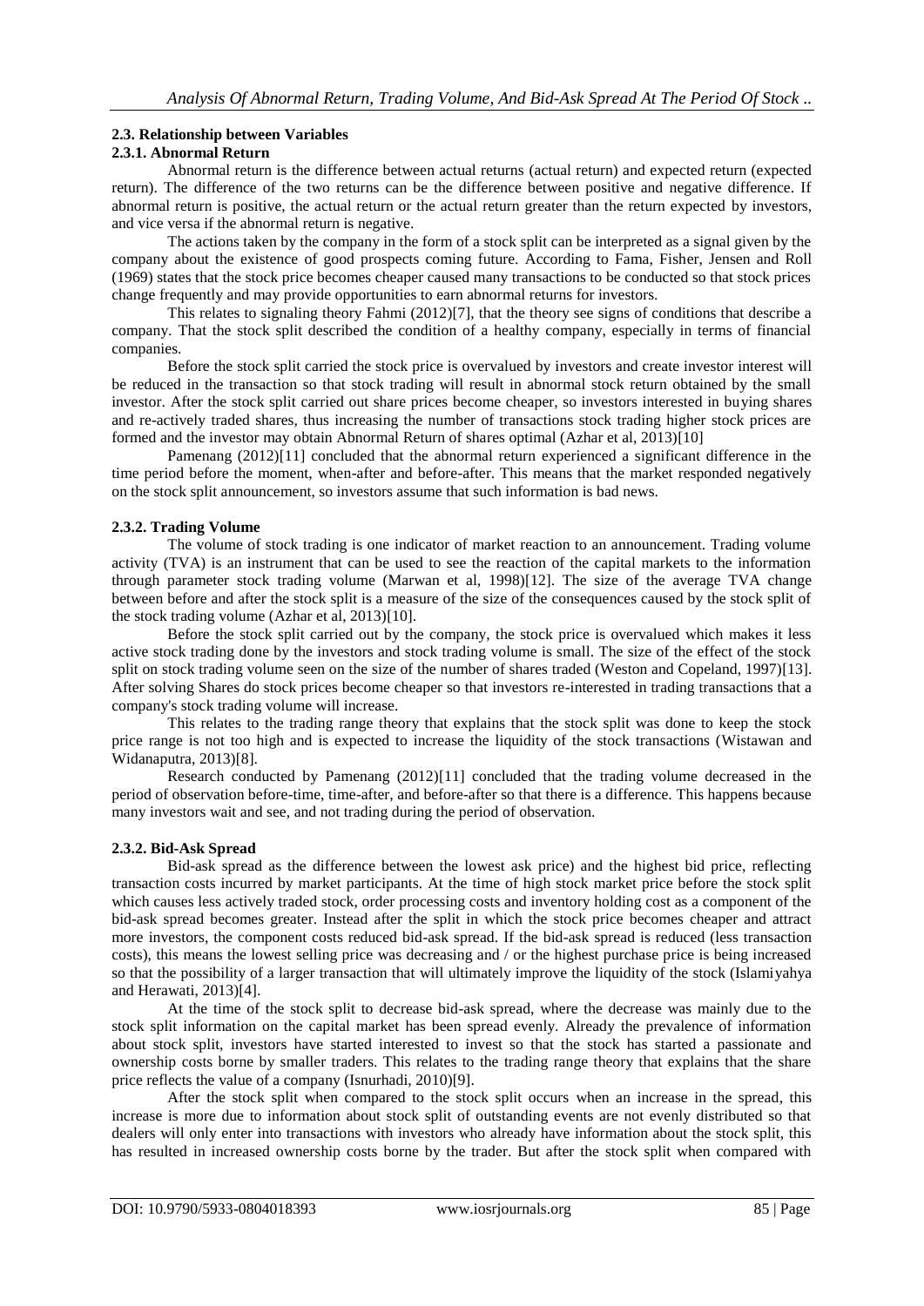### 2.3. Relationship between Variables

#### 2.3.1. Abnormal Return

Abnormal return is the difference between actual returns (actual return) and expected return (expected return). The difference of the two returns can be the difference between positive and negative difference. If abnormal return is positive, the actual return or the actual return greater than the return expected by investors, and vice versa if the abnormal return is negative.

The actions taken by the company in the form of a stock split can be interpreted as a signal given by the company about the existence of good prospects coming future. According to Fama, Fisher, Jensen and Roll (1969) states that the stock price becomes cheaper caused many transactions to be conducted so that stock prices change frequently and may provide opportunities to earn abnormal returns for investors.

This relates to signaling theory Fahmi (2012)[7], that the theory see signs of conditions that describe a company. That the stock split described the condition of a healthy company, especially in terms of financial companies.

Before the stock split carried the stock price is overvalued by investors and create investor interest will be reduced in the transaction so that stock trading will result in abnormal stock return obtained by the small investor. After the stock split carried out share prices become cheaper, so investors interested in buying shares and re-actively traded shares, thus increasing the number of transactions stock trading higher stock prices are formed and the investor may obtain Abnormal Return of shares optimal (Azhar et al, 2013)[10]

Pamenang (2012)[11] concluded that the abnormal return experienced a significant difference in the time period before the moment, when-after and before-after. This means that the market responded negatively on the stock split announcement, so investors assume that such information is bad news.

#### 2.3.2. Trading Volume

The volume of stock trading is one indicator of market reaction to an announcement. Trading volume activity (TVA) is an instrument that can be used to see the reaction of the capital markets to the information through parameter stock trading volume (Marwan et al, 1998)[12]. The size of the average TVA change between before and after the stock split is a measure of the size of the consequences caused by the stock split of the stock trading volume (Azhar et al, 2013)[10].

Before the stock split carried out by the company, the stock price is overvalued which makes it less active stock trading done by the investors and stock trading volume is small. The size of the effect of the stock split on stock trading volume seen on the size of the number of shares traded (Weston and Copeland, 1997)[13]. After solving Shares do stock prices become cheaper so that investors re-interested in trading transactions that a company's stock trading volume will increase.

This relates to the trading range theory that explains that the stock split was done to keep the stock price range is not too high and is expected to increase the liquidity of the stock transactions (Wistawan and Widanaputra, 2013)[8].

Research conducted by Pamenang (2012)[11] concluded that the trading volume decreased in the period of observation before-time, time-after, and before-after so that there is a difference. This happens because many investors wait and see, and not trading during the period of observation.

#### 2.3.2. Bid-Ask Spread

Bid-ask spread as the difference between the lowest ask price) and the highest bid price, reflecting transaction costs incurred by market participants. At the time of high stock market price before the stock split which causes less actively traded stock, order processing costs and inventory holding cost as a component of the bid-ask spread becomes greater. Instead after the split in which the stock price becomes cheaper and attract more investors, the component costs reduced bid-ask spread. If the bid-ask spread is reduced (less transaction costs), this means the lowest selling price was decreasing and / or the highest purchase price is being increased so that the possibility of a larger transaction that will ultimately improve the liquidity of the stock (Islamiyahya and Herawati, 2013)[4].

At the time of the stock split to decrease bid-ask spread, where the decrease was mainly due to the stock split information on the capital market has been spread evenly. Already the prevalence of information about stock split, investors have started interested to invest so that the stock has started a passionate and ownership costs borne by smaller traders. This relates to the trading range theory that explains that the share price reflects the value of a company (Isnurhadi, 2010)[9].

After the stock split when compared to the stock split occurs when an increase in the spread, this increase is more due to information about stock split of outstanding events are not evenly distributed so that dealers will only enter into transactions with investors who already have information about the stock split, this has resulted in increased ownership costs borne by the trader. But after the stock split when compared with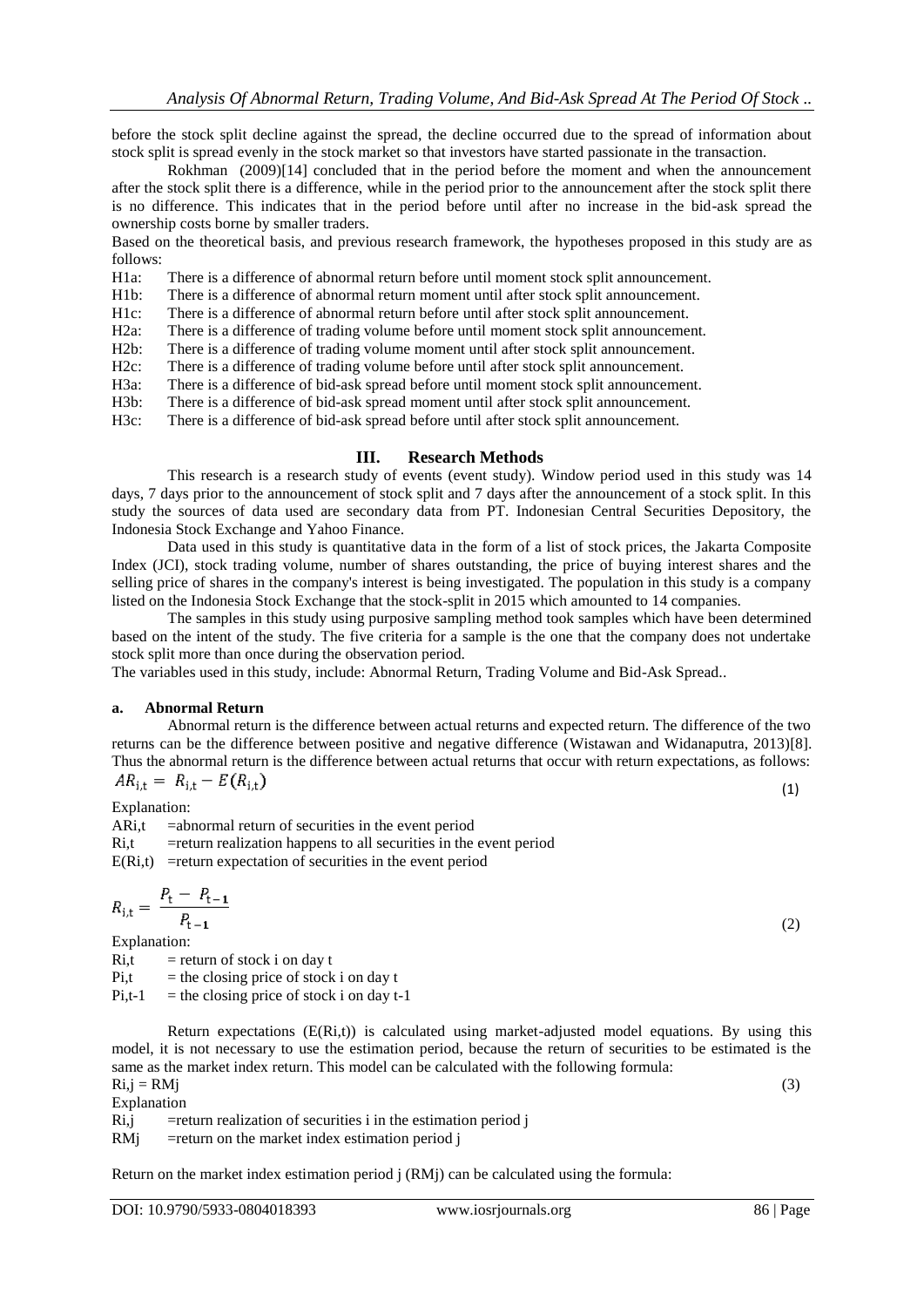before the stock split decline against the spread, the decline occurred due to the spread of information about stock split is spread evenly in the stock market so that investors have started passionate in the transaction.

Rokhman (2009)[14] concluded that in the period before the moment and when the announcement after the stock split there is a difference, while in the period prior to the announcement after the stock split there is no difference. This indicates that in the period before until after no increase in the bid-ask spread the ownership costs borne by smaller traders.

Based on the theoretical basis, and previous research framework, the hypotheses proposed in this study are as follows:

H1a: There is a difference of abnormal return before until moment stock split announcement.
H1b: There is a difference of abnormal return moment until after stock split announcement.
H1c: There is a difference of abnormal return before until after stock split announcement.
H2a: There is a difference of trading volume before until moment stock split announcement.
H2b: There is a difference of trading volume moment until after stock split announcement.
H2c: There is a difference of trading volume before until after stock split announcement.
H3a: There is a difference of bid-ask spread before until moment stock split announcement.
H3b: There is a difference of bid-ask spread moment until after stock split announcement.
H3c: There is a difference of bid-ask spread before until after stock split announcement.

## III. Research Methods

This research is a research study of events (event study). Window period used in this study was 14 days, 7 days prior to the announcement of stock split and 7 days after the announcement of a stock split. In this study the sources of data used are secondary data from PT. Indonesian Central Securities Depository, the Indonesia Stock Exchange and Yahoo Finance.

Data used in this study is quantitative data in the form of a list of stock prices, the Jakarta Composite Index (JCI), stock trading volume, number of shares outstanding, the price of buying interest shares and the selling price of shares in the company's interest is being investigated. The population in this study is a company listed on the Indonesia Stock Exchange that the stock-split in 2015 which amounted to 14 companies.

The samples in this study using purposive sampling method took samples which have been determined based on the intent of the study. The five criteria for a sample is the one that the company does not undertake stock split more than once during the observation period.

The variables used in this study, include: Abnormal Return, Trading Volume and Bid-Ask Spread..

### a. Abnormal Return

Abnormal return is the difference between actual returns and expected return. The difference of the two returns can be the difference between positive and negative difference (Wistawan and Widanaputra, 2013)[8]. Thus the abnormal return is the difference between actual returns that occur with return expectations, as follows:

$$AR_{i,t} = R_{i,t} - E(R_{i,t}) \tag{1}$$

Explanation:

$AR_{i,t}$ =abnormal return of securities in the event period
$R_{i,t}$ =return realization happens to all securities in the event period
$E(R_{i,t})$ =return expectation of securities in the event period

$$R_{i,t} = \frac{P_t - P_{t-1}}{P_{t-1}} \tag{2}$$

Explanation:

$R_{i,t}$ = return of stock i on day t
$P_{i,t}$ = the closing price of stock i on day t
$P_{i,t-1}$ = the closing price of stock i on day t-1

Return expectations ($E(R_{i,t})$) is calculated using market-adjusted model equations. By using this model, it is not necessary to use the estimation period, because the return of securities to be estimated is the same as the market index return. This model can be calculated with the following formula:

$$R_{i,j} = RM_j \tag{3}$$

Explanation

$R_{i,j}$ =return realization of securities i in the estimation period j
$RM_j$ =return on the market index estimation period j

Return on the market index estimation period j ($RM_j$) can be calculated using the formula: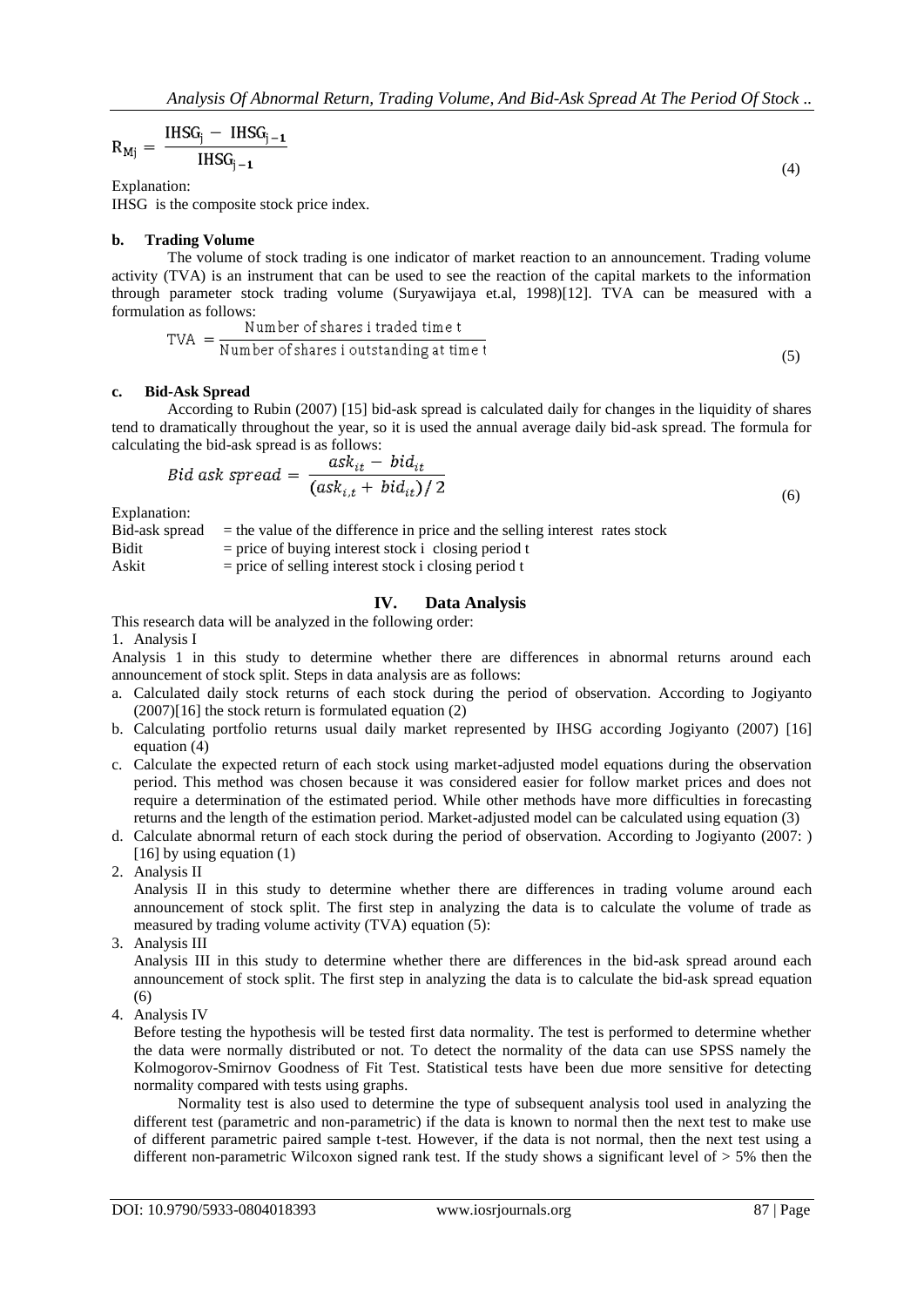$$R_{Mj} = \frac{IHSG_j - IHSG_{j-1}}{IHSG_{j-1}} \quad (4)$$

Explanation:

IHSG is the composite stock price index.

### b. Trading Volume

The volume of stock trading is one indicator of market reaction to an announcement. Trading volume activity (TVA) is an instrument that can be used to see the reaction of the capital markets to the information through parameter stock trading volume (Suryawijaya et.al, 1998)[12]. TVA can be measured with a formulation as follows:

$$TVA = \frac{\text{Number of shares i traded time t}}{\text{Number of shares i outstanding at time t}} \quad (5)$$

### c. Bid-Ask Spread

According to Rubin (2007) [15] bid-ask spread is calculated daily for changes in the liquidity of shares tend to dramatically throughout the year, so it is used the annual average daily bid-ask spread. The formula for calculating the bid-ask spread is as follows:

$$Bid\ ask\ spread = \frac{ask_{it} - bid_{it}}{(ask_{i,t} + bid_{it})/2} \quad (6)$$

Explanation:

| | |
|---|---|
| Bid-ask spread | = the value of the difference in price and the selling interest rates stock |
| Bidit | = price of buying interest stock i closing period t |
| Askit | = price of selling interest stock i closing period t |

## IV. Data Analysis

This research data will be analyzed in the following order:

1. Analysis I

Analysis 1 in this study to determine whether there are differences in abnormal returns around each announcement of stock split. Steps in data analysis are as follows:

a. Calculated daily stock returns of each stock during the period of observation. According to Jogiyanto (2007)[16] the stock return is formulated equation (2)

b. Calculating portfolio returns usual daily market represented by IHSG according Jogiyanto (2007) [16] equation (4)

c. Calculate the expected return of each stock using market-adjusted model equations during the observation period. This method was chosen because it was considered easier for follow market prices and does not require a determination of the estimated period. While other methods have more difficulties in forecasting returns and the length of the estimation period. Market-adjusted model can be calculated using equation (3)

d. Calculate abnormal return of each stock during the period of observation. According to Jogiyanto (2007: ) [16] by using equation (1)

2. Analysis II

   Analysis II in this study to determine whether there are differences in trading volume around each announcement of stock split. The first step in analyzing the data is to calculate the volume of trade as measured by trading volume activity (TVA) equation (5):

3. Analysis III

   Analysis III in this study to determine whether there are differences in the bid-ask spread around each announcement of stock split. The first step in analyzing the data is to calculate the bid-ask spread equation (6)

4. Analysis IV

   Before testing the hypothesis will be tested first data normality. The test is performed to determine whether the data were normally distributed or not. To detect the normality of the data can use SPSS namely the Kolmogorov-Smirnov Goodness of Fit Test. Statistical tests have been due more sensitive for detecting normality compared with tests using graphs.

   Normality test is also used to determine the type of subsequent analysis tool used in analyzing the different test (parametric and non-parametric) if the data is known to normal then the next test to make use of different parametric paired sample t-test. However, if the data is not normal, then the next test using a different non-parametric Wilcoxon signed rank test. If the study shows a significant level of > 5% then the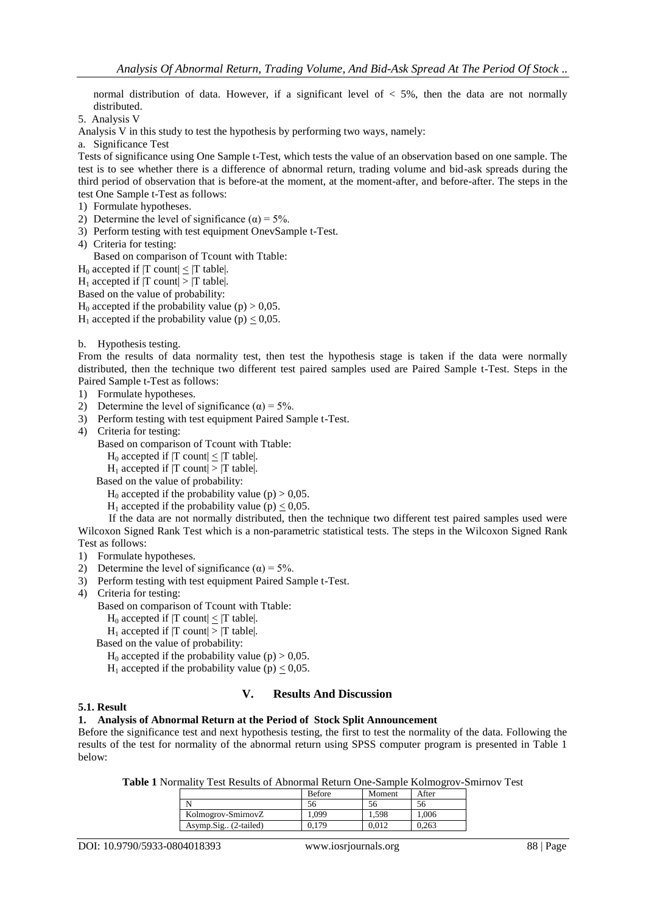normal distribution of data. However, if a significant level of < 5%, then the data are not normally distributed.

5. Analysis V

Analysis V in this study to test the hypothesis by performing two ways, namely:

a. Significance Test

Tests of significance using One Sample t-Test, which tests the value of an observation based on one sample. The test is to see whether there is a difference of abnormal return, trading volume and bid-ask spreads during the third period of observation that is before-at the moment, at the moment-after, and before-after. The steps in the test One Sample t-Test as follows:

1) Formulate hypotheses.
2) Determine the level of significance ($\alpha$) = 5%.
3) Perform testing with test equipment OnevSample t-Test.
4) Criteria for testing:

Based on comparison of Tcount with Ttable:

$H_0$ accepted if |T count| ≤ |T table|.

$H_1$ accepted if |T count| > |T table|.

Based on the value of probability:

$H_0$ accepted if the probability value (p) > 0,05.

$H_1$ accepted if the probability value (p) ≤ 0,05.

b. Hypothesis testing.

From the results of data normality test, then test the hypothesis stage is taken if the data were normally distributed, then the technique two different test paired samples used are Paired Sample t-Test. Steps in the Paired Sample t-Test as follows:

1) Formulate hypotheses.
2) Determine the level of significance ($\alpha$) = 5%.
3) Perform testing with test equipment Paired Sample t-Test.
4) Criteria for testing:

Based on comparison of Tcount with Ttable:

$H_0$ accepted if |T count| ≤ |T table|.

$H_1$ accepted if |T count| > |T table|.

Based on the value of probability:

$H_0$ accepted if the probability value (p) > 0,05.

$H_1$ accepted if the probability value (p) ≤ 0,05.

If the data are not normally distributed, then the technique two different test paired samples used were Wilcoxon Signed Rank Test which is a non-parametric statistical tests. The steps in the Wilcoxon Signed Rank Test as follows:

1) Formulate hypotheses.
2) Determine the level of significance ($\alpha$) = 5%.
3) Perform testing with test equipment Paired Sample t-Test.
4) Criteria for testing:

Based on comparison of Tcount with Ttable:

$H_0$ accepted if |T count| ≤ |T table|.

$H_1$ accepted if |T count| > |T table|.

Based on the value of probability:

$H_0$ accepted if the probability value (p) > 0,05.

$H_1$ accepted if the probability value (p) ≤ 0,05.

# V. Results And Discussion

## 5.1. Result

### 1. Analysis of Abnormal Return at the Period of Stock Split Announcement

Before the significance test and next hypothesis testing, the first to test the normality of the data. Following the results of the test for normality of the abnormal return using SPSS computer program is presented in Table 1 below:

**Table 1** Normality Test Results of Abnormal Return One-Sample Kolmogrov-Smirnov Test

| | Before | Moment | After |
|---|---|---|---|
| N | 56 | 56 | 56 |
| Kolmogrov-SmirnovZ | 1,099 | 1,598 | 1,006 |
| Asymp.Sig.. (2-tailed) | 0,179 | 0,012 | 0,263 |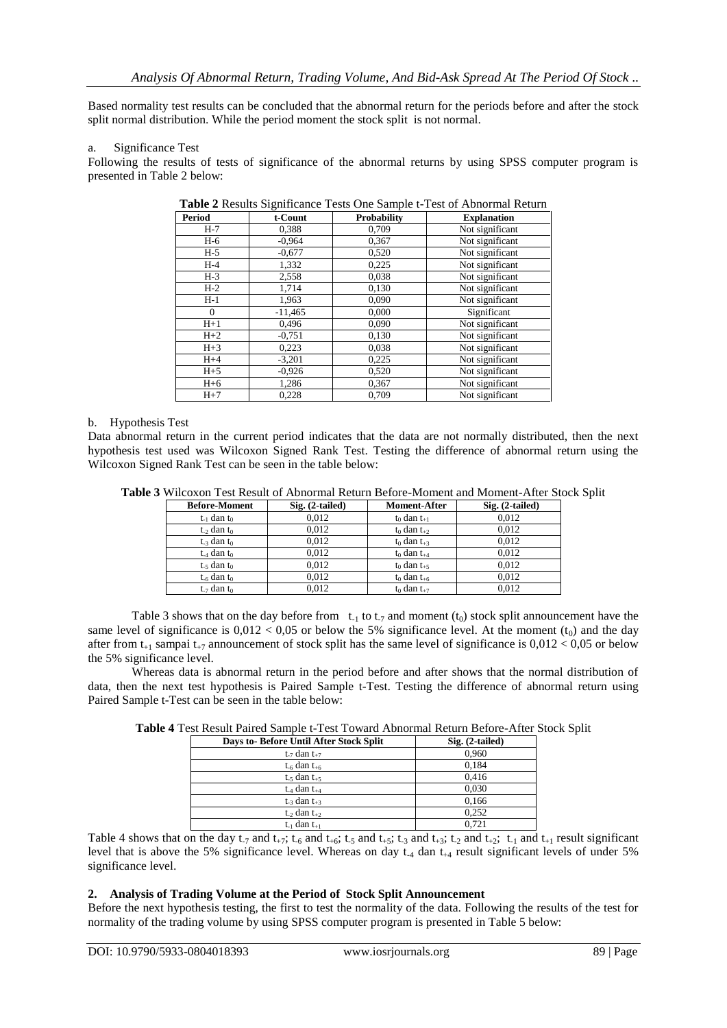Based normality test results can be concluded that the abnormal return for the periods before and after the stock split normal distribution. While the period moment the stock split is not normal.

a. Significance Test

Following the results of tests of significance of the abnormal returns by using SPSS computer program is presented in Table 2 below:

**Table 2** Results Significance Tests One Sample t-Test of Abnormal Return

| Period | t-Count | Probability | Explanation |
|---|---|---|---|
| H-7 | 0,388 | 0,709 | Not significant |
| H-6 | -0,964 | 0,367 | Not significant |
| H-5 | -0,677 | 0,520 | Not significant |
| H-4 | 1,332 | 0,225 | Not significant |
| H-3 | 2,558 | 0,038 | Not significant |
| H-2 | 1,714 | 0,130 | Not significant |
| H-1 | 1,963 | 0,090 | Not significant |
| 0 | -11,465 | 0,000 | Significant |
| H+1 | 0,496 | 0,090 | Not significant |
| H+2 | -0,751 | 0,130 | Not significant |
| H+3 | 0,223 | 0,038 | Not significant |
| H+4 | -3,201 | 0,225 | Not significant |
| H+5 | -0,926 | 0,520 | Not significant |
| H+6 | 1,286 | 0,367 | Not significant |
| H+7 | 0,228 | 0,709 | Not significant |

b. Hypothesis Test

Data abnormal return in the current period indicates that the data are not normally distributed, then the next hypothesis test used was Wilcoxon Signed Rank Test. Testing the difference of abnormal return using the Wilcoxon Signed Rank Test can be seen in the table below:

**Table 3** Wilcoxon Test Result of Abnormal Return Before-Moment and Moment-After Stock Split

| Before-Moment | Sig. (2-tailed) | Moment-After | Sig. (2-tailed) |
|---|---|---|---|
| $t_{-1}$ dan $t_0$ | 0,012 | $t_0$ dan $t_{+1}$ | 0,012 |
| $t_{-2}$ dan $t_0$ | 0,012 | $t_0$ dan $t_{+2}$ | 0,012 |
| $t_{-3}$ dan $t_0$ | 0,012 | $t_0$ dan $t_{+3}$ | 0,012 |
| $t_{-4}$ dan $t_0$ | 0,012 | $t_0$ dan $t_{+4}$ | 0,012 |
| $t_{-5}$ dan $t_0$ | 0,012 | $t_0$ dan $t_{+5}$ | 0,012 |
| $t_{-6}$ dan $t_0$ | 0,012 | $t_0$ dan $t_{+6}$ | 0,012 |
| $t_{-7}$ dan $t_0$ | 0,012 | $t_0$ dan $t_{+7}$ | 0,012 |

Table 3 shows that on the day before from $t_{-1}$ to $t_{-7}$ and moment ($t_0$) stock split announcement have the same level of significance is $0{,}012 < 0{,}05$ or below the 5% significance level. At the moment ($t_0$) and the day after from $t_{+1}$ sampai $t_{+7}$ announcement of stock split has the same level of significance is $0{,}012 < 0{,}05$ or below the 5% significance level.

Whereas data is abnormal return in the period before and after shows that the normal distribution of data, then the next test hypothesis is Paired Sample t-Test. Testing the difference of abnormal return using Paired Sample t-Test can be seen in the table below:

**Table 4** Test Result Paired Sample t-Test Toward Abnormal Return Before-After Stock Split

| Days to- Before Until After Stock Split | Sig. (2-tailed) |
|---|---|
| $t_{-7}$ dan $t_{+7}$ | 0,960 |
| $t_{-6}$ dan $t_{+6}$ | 0,184 |
| $t_{-5}$ dan $t_{+5}$ | 0,416 |
| $t_{-4}$ dan $t_{+4}$ | 0,030 |
| $t_{-3}$ dan $t_{+3}$ | 0,166 |
| $t_{-2}$ dan $t_{+2}$ | 0,252 |
| $t_{-1}$ dan $t_{+1}$ | 0,721 |

Table 4 shows that on the day $t_{-7}$ and $t_{+7}$; $t_{-6}$ and $t_{+6}$; $t_{-5}$ and $t_{+5}$; $t_{-3}$ and $t_{+3}$; $t_{-2}$ and $t_{+2}$; $t_{-1}$ and $t_{+1}$ result significant level that is above the 5% significance level. Whereas on day $t_{-4}$ dan $t_{+4}$ result significant levels of under 5% significance level.

### 2. Analysis of Trading Volume at the Period of Stock Split Announcement

Before the next hypothesis testing, the first to test the normality of the data. Following the results of the test for normality of the trading volume by using SPSS computer program is presented in Table 5 below: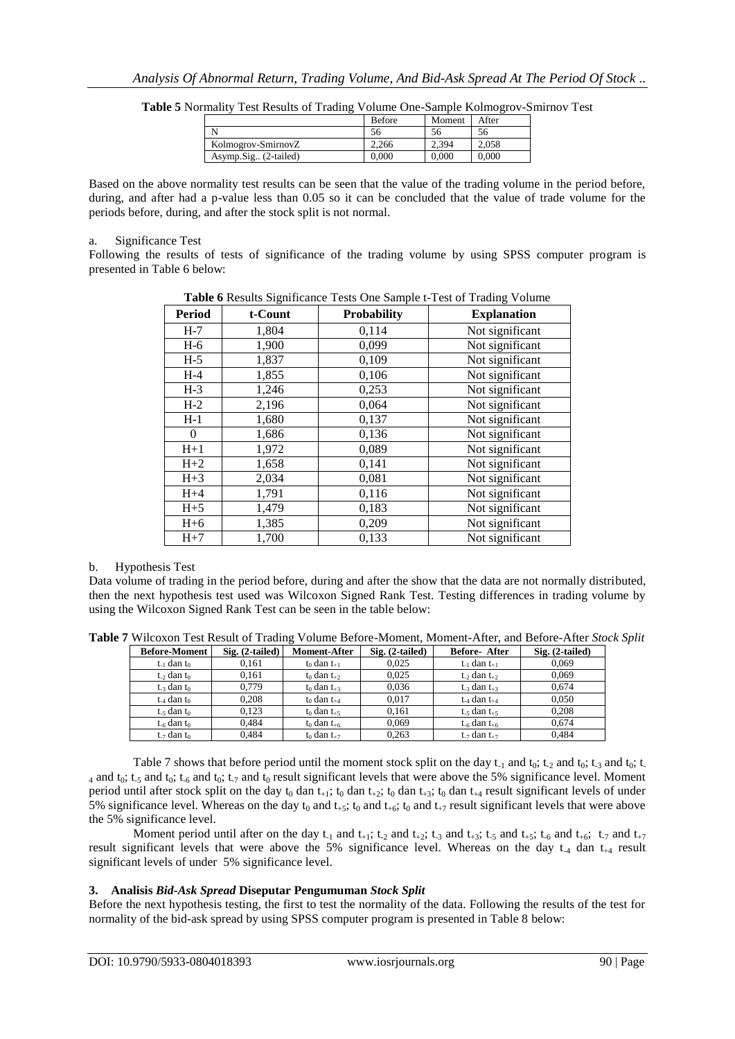**Table 5** Normality Test Results of Trading Volume One-Sample Kolmogrov-Smirnov Test

| | Before | Moment | After |
|---|---|---|---|
| N | 56 | 56 | 56 |
| Kolmogrov-SmirnovZ | 2,266 | 2,394 | 2,058 |
| Asymp.Sig.. (2-tailed) | 0,000 | 0,000 | 0,000 |

Based on the above normality test results can be seen that the value of the trading volume in the period before, during, and after had a p-value less than 0.05 so it can be concluded that the value of trade volume for the periods before, during, and after the stock split is not normal.

a. Significance Test

Following the results of tests of significance of the trading volume by using SPSS computer program is presented in Table 6 below:

**Table 6** Results Significance Tests One Sample t-Test of Trading Volume

| Period | t-Count | Probability | Explanation |
|---|---|---|---|
| H-7 | 1,804 | 0,114 | Not significant |
| H-6 | 1,900 | 0,099 | Not significant |
| H-5 | 1,837 | 0,109 | Not significant |
| H-4 | 1,855 | 0,106 | Not significant |
| H-3 | 1,246 | 0,253 | Not significant |
| H-2 | 2,196 | 0,064 | Not significant |
| H-1 | 1,680 | 0,137 | Not significant |
| 0 | 1,686 | 0,136 | Not significant |
| H+1 | 1,972 | 0,089 | Not significant |
| H+2 | 1,658 | 0,141 | Not significant |
| H+3 | 2,034 | 0,081 | Not significant |
| H+4 | 1,791 | 0,116 | Not significant |
| H+5 | 1,479 | 0,183 | Not significant |
| H+6 | 1,385 | 0,209 | Not significant |
| H+7 | 1,700 | 0,133 | Not significant |

b. Hypothesis Test

Data volume of trading in the period before, during and after the show that the data are not normally distributed, then the next hypothesis test used was Wilcoxon Signed Rank Test. Testing differences in trading volume by using the Wilcoxon Signed Rank Test can be seen in the table below:

**Table 7** Wilcoxon Test Result of Trading Volume Before-Moment, Moment-After, and Before-After *Stock Split*

| Before-Moment | Sig. (2-tailed) | Moment-After | Sig. (2-tailed) | Before- After | Sig. (2-tailed) |
|---|---|---|---|---|---|
| $t_{-1}$ dan $t_0$ | 0,161 | $t_0$ dan $t_{+1}$ | 0,025 | $t_{-1}$ dan $t_{+1}$ | 0,069 |
| $t_{-2}$ dan $t_0$ | 0,161 | $t_0$ dan $t_{+2}$ | 0,025 | $t_{-2}$ dan $t_{+2}$ | 0,069 |
| $t_{-3}$ dan $t_0$ | 0,779 | $t_0$ dan $t_{+3}$ | 0,036 | $t_{-3}$ dan $t_{+3}$ | 0,674 |
| $t_{-4}$ dan $t_0$ | 0,208 | $t_0$ dan $t_{+4}$ | 0,017 | $t_{-4}$ dan $t_{+4}$ | 0,050 |
| $t_{-5}$ dan $t_0$ | 0,123 | $t_0$ dan $t_{+5}$ | 0,161 | $t_{-5}$ dan $t_{+5}$ | 0,208 |
| $t_{-6}$ dan $t_0$ | 0,484 | $t_0$ dan $t_{+6}$ | 0,069 | $t_{-6}$ dan $t_{+6}$ | 0,674 |
| $t_{-7}$ dan $t_0$ | 0,484 | $t_0$ dan $t_{+7}$ | 0,263 | $t_{-7}$ dan $t_{+7}$ | 0,484 |

Table 7 shows that before period until the moment stock split on the day $t_{-1}$ and $t_0$; $t_{-2}$ and $t_0$; $t_{-3}$ and $t_0$; $t_{-4}$ and $t_0$; $t_{-5}$ and $t_0$; $t_{-6}$ and $t_0$; $t_{-7}$ and $t_0$ result significant levels that were above the 5% significance level. Moment period until after stock split on the day $t_0$ dan $t_{+1}$; $t_0$ dan $t_{+2}$; $t_0$ dan $t_{+3}$; $t_0$ dan $t_{+4}$ result significant levels of under 5% significance level. Whereas on the day $t_0$ and $t_{+5}$; $t_0$ and $t_{+6}$; $t_0$ and $t_{+7}$ result significant levels that were above the 5% significance level.

Moment period until after on the day $t_{-1}$ and $t_{+1}$; $t_{-2}$ and $t_{+2}$; $t_{-3}$ and $t_{+3}$; $t_{-5}$ and $t_{+5}$; $t_{-6}$ and $t_{+6}$; $t_{-7}$ and $t_{+7}$ result significant levels that were above the 5% significance level. Whereas on the day $t_{-4}$ dan $t_{+4}$ result significant levels of under 5% significance level.

### 3. Analisis *Bid-Ask Spread* Diseputar Pengumuman *Stock Split*

Before the next hypothesis testing, the first to test the normality of the data. Following the results of the test for normality of the bid-ask spread by using SPSS computer program is presented in Table 8 below: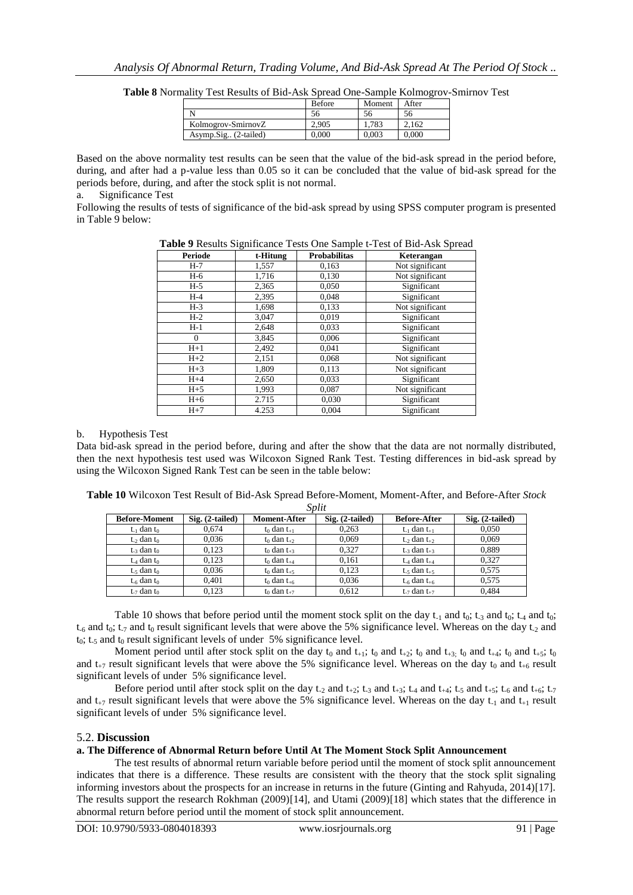**Table 8** Normality Test Results of Bid-Ask Spread One-Sample Kolmogrov-Smirnov Test

| | Before | Moment | After |
|---|---|---|---|
| N | 56 | 56 | 56 |
| Kolmogrov-SmirnovZ | 2,905 | 1,783 | 2,162 |
| Asymp.Sig.. (2-tailed) | 0,000 | 0,003 | 0,000 |

Based on the above normality test results can be seen that the value of the bid-ask spread in the period before, during, and after had a p-value less than 0.05 so it can be concluded that the value of bid-ask spread for the periods before, during, and after the stock split is not normal.

a. Significance Test

Following the results of tests of significance of the bid-ask spread by using SPSS computer program is presented in Table 9 below:

**Table 9** Results Significance Tests One Sample t-Test of Bid-Ask Spread

| Periode | t-Hitung | Probabilitas | Keterangan |
|---|---|---|---|
| H-7 | 1,557 | 0,163 | Not significant |
| H-6 | 1,716 | 0,130 | Not significant |
| H-5 | 2,365 | 0,050 | Significant |
| H-4 | 2,395 | 0,048 | Significant |
| H-3 | 1,698 | 0,133 | Not significant |
| H-2 | 3,047 | 0,019 | Significant |
| H-1 | 2,648 | 0,033 | Significant |
| 0 | 3,845 | 0,006 | Significant |
| H+1 | 2,492 | 0,041 | Significant |
| H+2 | 2,151 | 0,068 | Not significant |
| H+3 | 1,809 | 0,113 | Not significant |
| H+4 | 2,650 | 0,033 | Significant |
| H+5 | 1,993 | 0,087 | Not significant |
| H+6 | 2.715 | 0,030 | Significant |
| H+7 | 4.253 | 0,004 | Significant |

b. Hypothesis Test

Data bid-ask spread in the period before, during and after the show that the data are not normally distributed, then the next hypothesis test used was Wilcoxon Signed Rank Test. Testing differences in bid-ask spread by using the Wilcoxon Signed Rank Test can be seen in the table below:

**Table 10** Wilcoxon Test Result of Bid-Ask Spread Before-Moment, Moment-After, and Before-After *Stock Split*

| Before-Moment | Sig. (2-tailed) | Moment-After | Sig. (2-tailed) | Before-After | Sig. (2-tailed) |
|---|---|---|---|---|---|
| $t_{-1}$ dan $t_0$ | 0,674 | $t_0$ dan $t_{+1}$ | 0,263 | $t_{-1}$ dan $t_{+1}$ | 0,050 |
| $t_{-2}$ dan $t_0$ | 0,036 | $t_0$ dan $t_{+2}$ | 0,069 | $t_{-2}$ dan $t_{+2}$ | 0,069 |
| $t_{-3}$ dan $t_0$ | 0,123 | $t_0$ dan $t_{+3}$ | 0,327 | $t_{-3}$ dan $t_{+3}$ | 0,889 |
| $t_{-4}$ dan $t_0$ | 0,123 | $t_0$ dan $t_{+4}$ | 0,161 | $t_{-4}$ dan $t_{+4}$ | 0,327 |
| $t_{-5}$ dan $t_0$ | 0,036 | $t_0$ dan $t_{+5}$ | 0,123 | $t_{-5}$ dan $t_{+5}$ | 0,575 |
| $t_{-6}$ dan $t_0$ | 0,401 | $t_0$ dan $t_{+6}$ | 0,036 | $t_{-6}$ dan $t_{+6}$ | 0,575 |
| $t_{-7}$ dan $t_0$ | 0,123 | $t_0$ dan $t_{+7}$ | 0,612 | $t_{-7}$ dan $t_{+7}$ | 0,484 |

Table 10 shows that before period until the moment stock split on the day $t_{-1}$ and $t_0$; $t_{-3}$ and $t_0$; $t_{-4}$ and $t_0$; $t_{-6}$ and $t_0$; $t_{-7}$ and $t_0$ result significant levels that were above the 5% significance level. Whereas on the day $t_{-2}$ and $t_0$; $t_{-5}$ and $t_0$ result significant levels of under 5% significance level.

Moment period until after stock split on the day $t_0$ and $t_{+1}$; $t_0$ and $t_{+2}$; $t_0$ and $t_{+3;}$ $t_0$ and $t_{+4}$; $t_0$ and $t_{+5}$; $t_0$ and $t_{+7}$ result significant levels that were above the 5% significance level. Whereas on the day $t_0$ and $t_{+6}$ result significant levels of under 5% significance level.

Before period until after stock split on the day $t_{-2}$ and $t_{+2}$; $t_{-3}$ and $t_{+3}$; $t_{-4}$ and $t_{+4}$; $t_{-5}$ and $t_{+5}$; $t_{-6}$ and $t_{+6}$; $t_{-7}$ and $t_{+7}$ result significant levels that were above the 5% significance level. Whereas on the day $t_{-1}$ and $t_{+1}$ result significant levels of under 5% significance level.

## 5.2. Discussion

### a. The Difference of Abnormal Return before Until At The Moment Stock Split Announcement

The test results of abnormal return variable before period until the moment of stock split announcement indicates that there is a difference. These results are consistent with the theory that the stock split signaling informing investors about the prospects for an increase in returns in the future (Ginting and Rahyuda, 2014)[17]. The results support the research Rokhman (2009)[14], and Utami (2009)[18] which states that the difference in abnormal return before period until the moment of stock split announcement.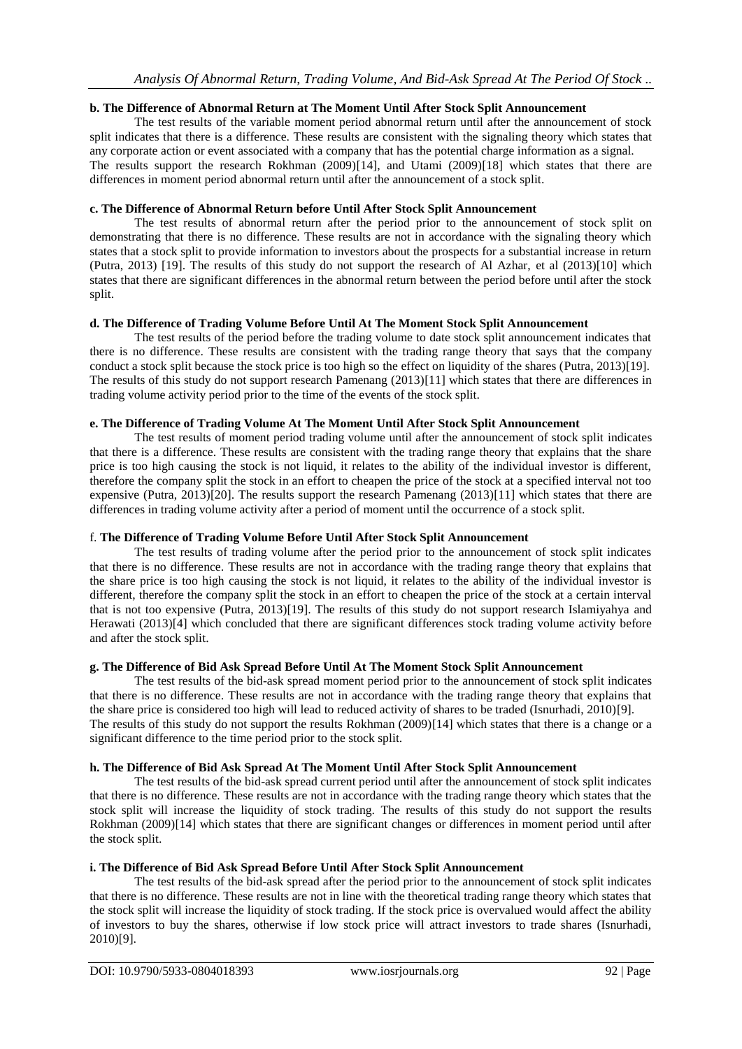**b. The Difference of Abnormal Return at The Moment Until After Stock Split Announcement**

The test results of the variable moment period abnormal return until after the announcement of stock split indicates that there is a difference. These results are consistent with the signaling theory which states that any corporate action or event associated with a company that has the potential charge information as a signal. The results support the research Rokhman (2009)[14], and Utami (2009)[18] which states that there are differences in moment period abnormal return until after the announcement of a stock split.

**c. The Difference of Abnormal Return before Until After Stock Split Announcement**

The test results of abnormal return after the period prior to the announcement of stock split on demonstrating that there is no difference. These results are not in accordance with the signaling theory which states that a stock split to provide information to investors about the prospects for a substantial increase in return (Putra, 2013) [19]. The results of this study do not support the research of Al Azhar, et al (2013)[10] which states that there are significant differences in the abnormal return between the period before until after the stock split.

**d. The Difference of Trading Volume Before Until At The Moment Stock Split Announcement**

The test results of the period before the trading volume to date stock split announcement indicates that there is no difference. These results are consistent with the trading range theory that says that the company conduct a stock split because the stock price is too high so the effect on liquidity of the shares (Putra, 2013)[19]. The results of this study do not support research Pamenang (2013)[11] which states that there are differences in trading volume activity period prior to the time of the events of the stock split.

**e. The Difference of Trading Volume At The Moment Until After Stock Split Announcement**

The test results of moment period trading volume until after the announcement of stock split indicates that there is a difference. These results are consistent with the trading range theory that explains that the share price is too high causing the stock is not liquid, it relates to the ability of the individual investor is different, therefore the company split the stock in an effort to cheapen the price of the stock at a specified interval not too expensive (Putra, 2013)[20]. The results support the research Pamenang (2013)[11] which states that there are differences in trading volume activity after a period of moment until the occurrence of a stock split.

f. **The Difference of Trading Volume Before Until After Stock Split Announcement**

The test results of trading volume after the period prior to the announcement of stock split indicates that there is no difference. These results are not in accordance with the trading range theory that explains that the share price is too high causing the stock is not liquid, it relates to the ability of the individual investor is different, therefore the company split the stock in an effort to cheapen the price of the stock at a certain interval that is not too expensive (Putra, 2013)[19]. The results of this study do not support research Islamiyahya and Herawati (2013)[4] which concluded that there are significant differences stock trading volume activity before and after the stock split.

**g. The Difference of Bid Ask Spread Before Until At The Moment Stock Split Announcement**

The test results of the bid-ask spread moment period prior to the announcement of stock split indicates that there is no difference. These results are not in accordance with the trading range theory that explains that the share price is considered too high will lead to reduced activity of shares to be traded (Isnurhadi, 2010)[9]. The results of this study do not support the results Rokhman (2009)[14] which states that there is a change or a significant difference to the time period prior to the stock split.

**h. The Difference of Bid Ask Spread At The Moment Until After Stock Split Announcement**

The test results of the bid-ask spread current period until after the announcement of stock split indicates that there is no difference. These results are not in accordance with the trading range theory which states that the stock split will increase the liquidity of stock trading. The results of this study do not support the results Rokhman (2009)[14] which states that there are significant changes or differences in moment period until after the stock split.

**i. The Difference of Bid Ask Spread Before Until After Stock Split Announcement**

The test results of the bid-ask spread after the period prior to the announcement of stock split indicates that there is no difference. These results are not in line with the theoretical trading range theory which states that the stock split will increase the liquidity of stock trading. If the stock price is overvalued would affect the ability of investors to buy the shares, otherwise if low stock price will attract investors to trade shares (Isnurhadi, 2010)[9].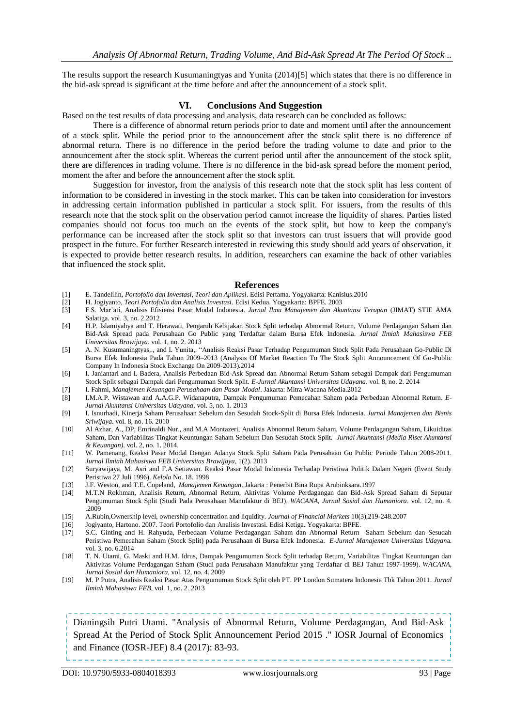The results support the research Kusumaningtyas and Yunita (2014)[5] which states that there is no difference in the bid-ask spread is significant at the time before and after the announcement of a stock split.

## VI. Conclusions And Suggestion

Based on the test results of data processing and analysis, data research can be concluded as follows:

There is a difference of abnormal return periods prior to date and moment until after the announcement of a stock split. While the period prior to the announcement after the stock split there is no difference of abnormal return. There is no difference in the period before the trading volume to date and prior to the announcement after the stock split. Whereas the current period until after the announcement of the stock split, there are differences in trading volume. There is no difference in the bid-ask spread before the moment period, moment the after and before the announcement after the stock split.

Suggestion for investor**,** from the analysis of this research note that the stock split has less content of information to be considered in investing in the stock market. This can be taken into consideration for investors in addressing certain information published in particular a stock split. For issuers, from the results of this research note that the stock split on the observation period cannot increase the liquidity of shares. Parties listed companies should not focus too much on the events of the stock split, but how to keep the company's performance can be increased after the stock split so that investors can trust issuers that will provide good prospect in the future. For further Research interested in reviewing this study should add years of observation, it is expected to provide better research results. In addition, researchers can examine the back of other variables that influenced the stock split.

## References

[1] E. Tandelilin, *Portofolio dan Investasi, Teori dan Aplikasi*. Edisi Pertama. Yogyakarta: Kanisius.2010

[2] H. Jogiyanto, *Teori Portofolio dan Analisis Investasi*. Edisi Kedua. Yogyakarta: BPFE. 2003

[3] F.S. Mar'ati, Analisis Efisiensi Pasar Modal Indonesia. *Jurnal Ilmu Manajemen dan Akuntansi Terapan* (JIMAT) STIE AMA Salatiga. vol. 3, no. 2.2012

[4] H.P. Islamiyahya and T. Herawati, Pengaruh Kebijakan Stock Split terhadap Abnormal Return, Volume Perdagangan Saham dan Bid-Ask Spread pada Perusahaan Go Public yang Terdaftar dalam Bursa Efek Indonesia. *Jurnal Ilmiah Mahasiswa FEB Universitas Brawijaya*. vol. 1, no. 2. 2013

[5] A. N. Kusumaningtyas,., and I. Yunita,. "Analisis Reaksi Pasar Terhadap Pengumuman Stock Split Pada Perusahaan Go-Public Di Bursa Efek Indonesia Pada Tahun 2009–2013 (Analysis Of Market Reaction To The Stock Split Announcement Of Go-Public Company In Indonesia Stock Exchange On 2009-2013).2014

[6] I. Janiantari and I. Badera, Analisis Perbedaan Bid-Ask Spread dan Abnormal Return Saham sebagai Dampak dari Pengumuman Stock Split sebagai Dampak dari Pengumuman Stock Split. *E-Jurnal Akuntansi Universitas Udayana*. vol. 8, no. 2. 2014

[7] I. Fahmi, *Manajemen Keuangan Perusahaan dan Pasar Modal*. Jakarta: Mitra Wacana Media.2012

[8] I.M.A.P. Wistawan and A.A.G.P. Widanaputra, Dampak Pengumuman Pemecahan Saham pada Perbedaan Abnormal Return. *E-Jurnal Akuntansi Universitas Udayana*. vol. 5, no. 1. 2013

[9] I. Isnurhadi, Kinerja Saham Perusahaan Sebelum dan Sesudah Stock-Split di Bursa Efek Indonesia. *Jurnal Manajemen dan Bisnis Sriwijaya*. vol. 8, no. 16. 2010

[10] Al Azhar, A., DP, Emrinaldi Nur., and M.A Montazeri, Analisis Abnormal Return Saham, Volume Perdagangan Saham, Likuiditas Saham, Dan Variabilitas Tingkat Keuntungan Saham Sebelum Dan Sesudah Stock Split. *Jurnal Akuntansi (Media Riset Akuntansi & Keuangan)*. vol. 2, no. 1. 2014.

[11] W. Pamenang, Reaksi Pasar Modal Dengan Adanya Stock Split Saham Pada Perusahaan Go Public Periode Tahun 2008-2011. *Jurnal Ilmiah Mahasiswa FEB Universitas Brawijaya*, 1(2). 2013

[12] Suryawijaya, M. Asri and F.A Setiawan. Reaksi Pasar Modal Indonesia Terhadap Peristiwa Politik Dalam Negeri (Event Study Peristiwa 27 Juli 1996). *Kelola* No. 18. 1998

[13] J.F. Weston, and T.E. Copeland, *Manajemen Keuangan*. Jakarta : Penerbit Bina Rupa Arubinksara.1997

[14] M.T.N Rokhman, Analisis Return, Abnormal Return, Aktivitas Volume Perdagangan dan Bid-Ask Spread Saham di Seputar Pengumuman Stock Split (Studi Pada Perusahaan Manufaktur di BEJ). *WACANA, Jurnal Sosial dan Humaniora*. vol. 12, no. 4. .2009

[15] A.Rubin,Ownership level, ownership concentration and liquidity. *Journal of Financial Markets* 10(3),219-248.2007

[16] Jogiyanto, Hartono. 2007. Teori Portofolio dan Analisis Investasi. Edisi Ketiga. Yogyakarta: BPFE.

[17] S.C. Ginting and H. Rahyuda, Perbedaan Volume Perdagangan Saham dan Abnormal Return Saham Sebelum dan Sesudah Peristiwa Pemecahan Saham (Stock Split) pada Perusahaan di Bursa Efek Indonesia. *E-Jurnal Manajemen Universitas Udayana.* vol. 3, no. 6.2014

[18] T. N. Utami, G. Maski and H.M. Idrus, Dampak Pengumuman Stock Split terhadap Return, Variabilitas Tingkat Keuntungan dan Aktivitas Volume Perdagangan Saham (Studi pada Perusahaan Manufaktur yang Terdaftar di BEJ Tahun 1997-1999). *WACANA, Jurnal Sosial dan Humaniora*, vol. 12, no. 4. 2009

[19] M. P Putra, Analisis Reaksi Pasar Atas Pengumuman Stock Split oleh PT. PP London Sumatera Indonesia Tbk Tahun 2011. *Jurnal Ilmiah Mahasiswa FEB*, vol. 1, no. 2. 2013

Dianingsih Putri Utami. "Analysis of Abnormal Return, Volume Perdagangan, And Bid-Ask Spread At the Period of Stock Split Announcement Period 2015 ." IOSR Journal of Economics and Finance (IOSR-JEF) 8.4 (2017): 83-93.